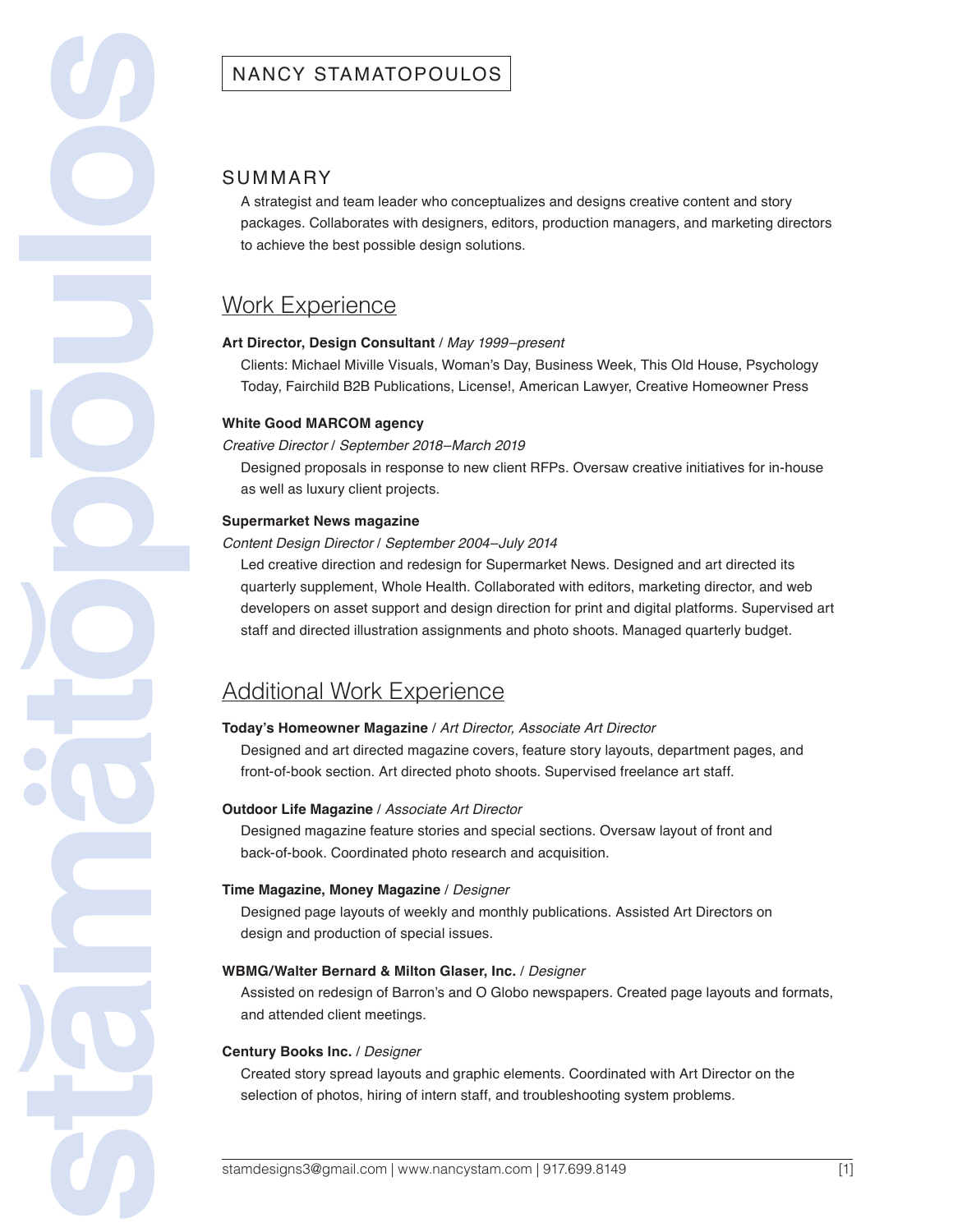# NANCY STAMATOPOULOS

## SUMMARY

A strategist and team leader who conceptualizes and designs creative content and story packages. Collaborates with designers, editors, production managers, and marketing directors to achieve the best possible design solutions.

## Work Experience

**Art Director, Design Consultant** / *May 1999–present*

Clients: Michael Miville Visuals, Woman's Day, Business Week, This Old House, Psychology Today, Fairchild B2B Publications, License!, American Lawyer, Creative Homeowner Press

**White Good MARCOM agency**

*Creative Director / September 2018–March 2019*

Designed proposals in response to new client RFPs. Oversaw creative initiatives for in-house as well as luxury client projects.

**Supermarket News magazine**

*Content Design Director / September 2004–July 2014*

Led creative direction and redesign for Supermarket News. Designed and art directed its quarterly supplement, Whole Health. Collaborated with editors, marketing director, and web developers on asset support and design direction for print and digital platforms. Supervised art staff and directed illustration assignments and photo shoots. Managed quarterly budget.

## Additional Work Experience

**Today's Homeowner Magazine** / *Art Director, Associate Art Director*

Designed and art directed magazine covers, feature story layouts, department pages, and front-of-book section. Art directed photo shoots. Supervised freelance art staff.

**Outdoor Life Magazine** / *Associate Art Director*

Designed magazine feature stories and special sections. Oversaw layout of front and back-of-book. Coordinated photo research and acquisition.

**Time Magazine, Money Magazine** / *Designer*

Designed page layouts of weekly and monthly publications. Assisted Art Directors on design and production of special issues.

**WBMG/Walter Bernard & Milton Glaser, Inc.** / *Designer*

Assisted on redesign of Barron's and O Globo newspapers. Created page layouts and formats, and attended client meetings.

**Century Books Inc.** / *Designer*

Created story spread layouts and graphic elements. Coordinated with Art Director on the selection of photos, hiring of intern staff, and troubleshooting system problems.

stamdesigns3@gmail.com | www.nancystam.com | 917.699.8149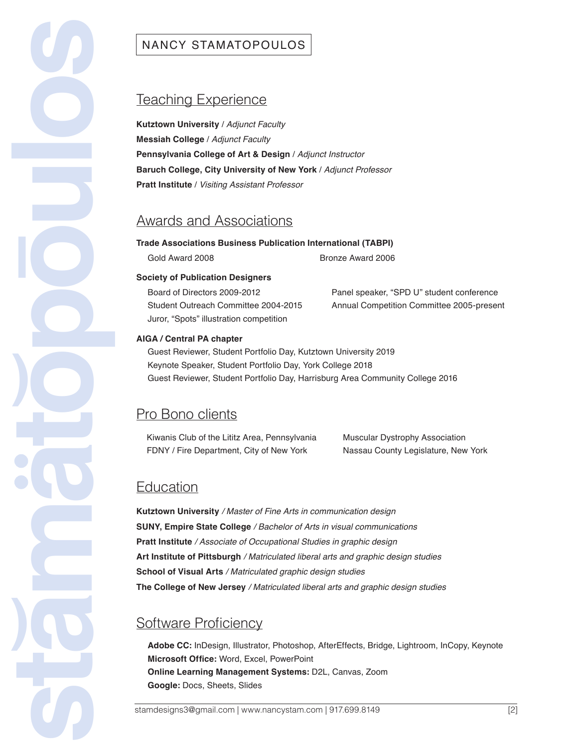# NANCY STAMATOPOULOS

## Teaching Experience

**Kutztown University** / *Adjunct Faculty*
**Messiah College** / *Adjunct Faculty*
**Pennsylvania College of Art & Design** / *Adjunct Instructor*
**Baruch College, City University of New York** / *Adjunct Professor*
**Pratt Institute** / *Visiting Assistant Professor*

## Awards and Associations

**Trade Associations Business Publication International (TABPI)**

Gold Award 2008
Bronze Award 2006

**Society of Publication Designers**

Board of Directors 2009-2012
Student Outreach Committee 2004-2015
Juror, "Spots" illustration competition
Panel speaker, "SPD U" student conference
Annual Competition Committee 2005-present

**AIGA / Central PA chapter**

Guest Reviewer, Student Portfolio Day, Kutztown University 2019
Keynote Speaker, Student Portfolio Day, York College 2018
Guest Reviewer, Student Portfolio Day, Harrisburg Area Community College 2016

## Pro Bono clients

Kiwanis Club of the Lititz Area, Pennsylvania
FDNY / Fire Department, City of New York
Muscular Dystrophy Association
Nassau County Legislature, New York

## Education

**Kutztown University** / *Master of Fine Arts in communication design*
**SUNY, Empire State College** / *Bachelor of Arts in visual communications*
**Pratt Institute** / *Associate of Occupational Studies in graphic design*
**Art Institute of Pittsburgh** / *Matriculated liberal arts and graphic design studies*
**School of Visual Arts** / *Matriculated graphic design studies*
**The College of New Jersey** / *Matriculated liberal arts and graphic design studies*

## Software Proficiency

**Adobe CC:** InDesign, Illustrator, Photoshop, AfterEffects, Bridge, Lightroom, InCopy, Keynote
**Microsoft Office:** Word, Excel, PowerPoint
**Online Learning Management Systems:** D2L, Canvas, Zoom
**Google:** Docs, Sheets, Slides

stamdesigns3@gmail.com | www.nancystam.com | 917.699.8149